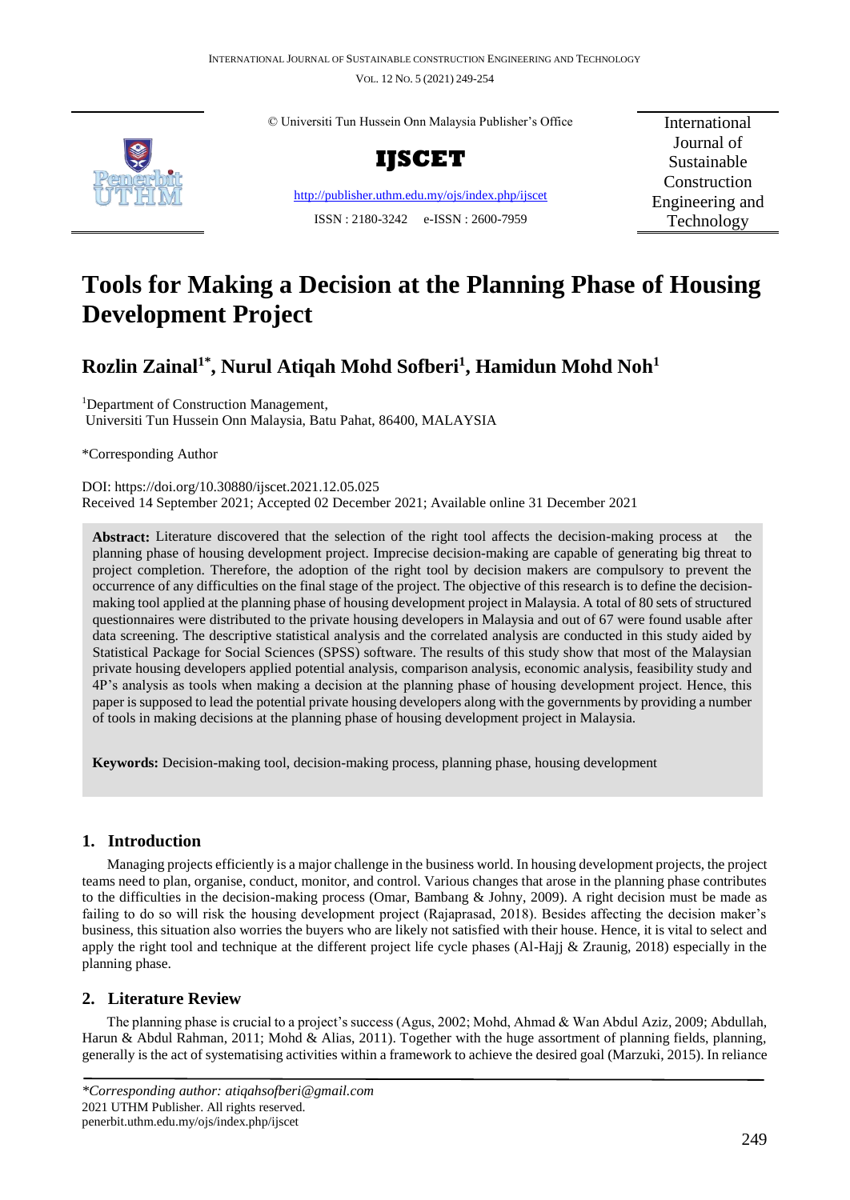© Universiti Tun Hussein Onn Malaysia Publisher's Office

**IJSCET**

http://publisher.uthm.edu.my/ojs/index.php/ijscet

ISSN : 2180-3242 e-ISSN : 2600-7959

International Journal of Sustainable Construction Engineering and Technology

# Tools for Making a Decision at the Planning Phase of Housing Development Project

**Rozlin Zainal[1*], Nurul Atiqah Mohd Sofberi[1], Hamidun Mohd Noh[1]**

[1]Department of Construction Management, Universiti Tun Hussein Onn Malaysia, Batu Pahat, 86400, MALAYSIA

*Corresponding Author

DOI: https://doi.org/10.30880/ijscet.2021.12.05.025

Received 14 September 2021; Accepted 02 December 2021; Available online 31 December 2021

**Abstract:** Literature discovered that the selection of the right tool affects the decision-making process at the planning phase of housing development project. Imprecise decision-making are capable of generating big threat to project completion. Therefore, the adoption of the right tool by decision makers are compulsory to prevent the occurrence of any difficulties on the final stage of the project. The objective of this research is to define the decision-making tool applied at the planning phase of housing development project in Malaysia. A total of 80 sets of structured questionnaires were distributed to the private housing developers in Malaysia and out of 67 were found usable after data screening. The descriptive statistical analysis and the correlated analysis are conducted in this study aided by Statistical Package for Social Sciences (SPSS) software. The results of this study show that most of the Malaysian private housing developers applied potential analysis, comparison analysis, economic analysis, feasibility study and 4P's analysis as tools when making a decision at the planning phase of housing development project. Hence, this paper is supposed to lead the potential private housing developers along with the governments by providing a number of tools in making decisions at the planning phase of housing development project in Malaysia.

**Keywords:** Decision-making tool, decision-making process, planning phase, housing development

## 1. Introduction

Managing projects efficiently is a major challenge in the business world. In housing development projects, the project teams need to plan, organise, conduct, monitor, and control. Various changes that arose in the planning phase contributes to the difficulties in the decision-making process (Omar, Bambang & Johny, 2009). A right decision must be made as failing to do so will risk the housing development project (Rajaprasad, 2018). Besides affecting the decision maker's business, this situation also worries the buyers who are likely not satisfied with their house. Hence, it is vital to select and apply the right tool and technique at the different project life cycle phases (Al-Hajj & Zraunig, 2018) especially in the planning phase.

## 2. Literature Review

The planning phase is crucial to a project's success (Agus, 2002; Mohd, Ahmad & Wan Abdul Aziz, 2009; Abdullah, Harun & Abdul Rahman, 2011; Mohd & Alias, 2011). Together with the huge assortment of planning fields, planning, generally is the act of systematising activities within a framework to achieve the desired goal (Marzuki, 2015). In reliance

*Corresponding author: atiqahsofberi@gmail.com
2021 UTHM Publisher. All rights reserved.
penerbit.uthm.edu.my/ojs/index.php/ijscet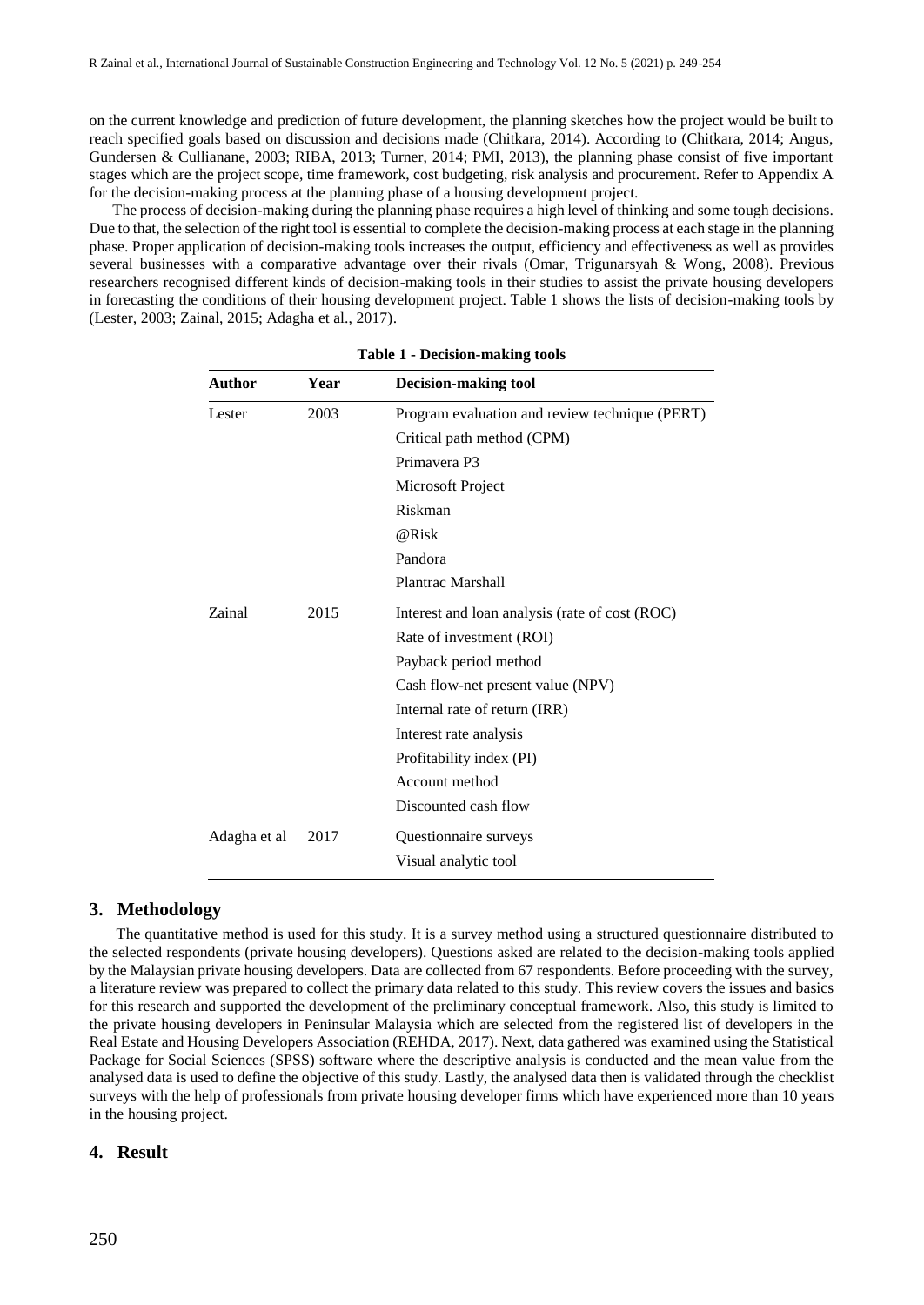on the current knowledge and prediction of future development, the planning sketches how the project would be built to reach specified goals based on discussion and decisions made (Chitkara, 2014). According to (Chitkara, 2014; Angus, Gundersen & Cullianane, 2003; RIBA, 2013; Turner, 2014; PMI, 2013), the planning phase consist of five important stages which are the project scope, time framework, cost budgeting, risk analysis and procurement. Refer to Appendix A for the decision-making process at the planning phase of a housing development project.

The process of decision-making during the planning phase requires a high level of thinking and some tough decisions. Due to that, the selection of the right tool is essential to complete the decision-making process at each stage in the planning phase. Proper application of decision-making tools increases the output, efficiency and effectiveness as well as provides several businesses with a comparative advantage over their rivals (Omar, Trigunarsyah & Wong, 2008). Previous researchers recognised different kinds of decision-making tools in their studies to assist the private housing developers in forecasting the conditions of their housing development project. Table 1 shows the lists of decision-making tools by (Lester, 2003; Zainal, 2015; Adagha et al., 2017).

**Table 1 - Decision-making tools**

| Author | Year | Decision-making tool |
|---|---|---|
| Lester | 2003 | Program evaluation and review technique (PERT) |
| | | Critical path method (CPM) |
| | | Primavera P3 |
| | | Microsoft Project |
| | | Riskman |
| | | @Risk |
| | | Pandora |
| | | Plantrac Marshall |
| Zainal | 2015 | Interest and loan analysis (rate of cost (ROC) |
| | | Rate of investment (ROI) |
| | | Payback period method |
| | | Cash flow-net present value (NPV) |
| | | Internal rate of return (IRR) |
| | | Interest rate analysis |
| | | Profitability index (PI) |
| | | Account method |
| | | Discounted cash flow |
| Adagha et al | 2017 | Questionnaire surveys |
| | | Visual analytic tool |

## 3. Methodology

The quantitative method is used for this study. It is a survey method using a structured questionnaire distributed to the selected respondents (private housing developers). Questions asked are related to the decision-making tools applied by the Malaysian private housing developers. Data are collected from 67 respondents. Before proceeding with the survey, a literature review was prepared to collect the primary data related to this study. This review covers the issues and basics for this research and supported the development of the preliminary conceptual framework. Also, this study is limited to the private housing developers in Peninsular Malaysia which are selected from the registered list of developers in the Real Estate and Housing Developers Association (REHDA, 2017). Next, data gathered was examined using the Statistical Package for Social Sciences (SPSS) software where the descriptive analysis is conducted and the mean value from the analysed data is used to define the objective of this study. Lastly, the analysed data then is validated through the checklist surveys with the help of professionals from private housing developer firms which have experienced more than 10 years in the housing project.

## 4. Result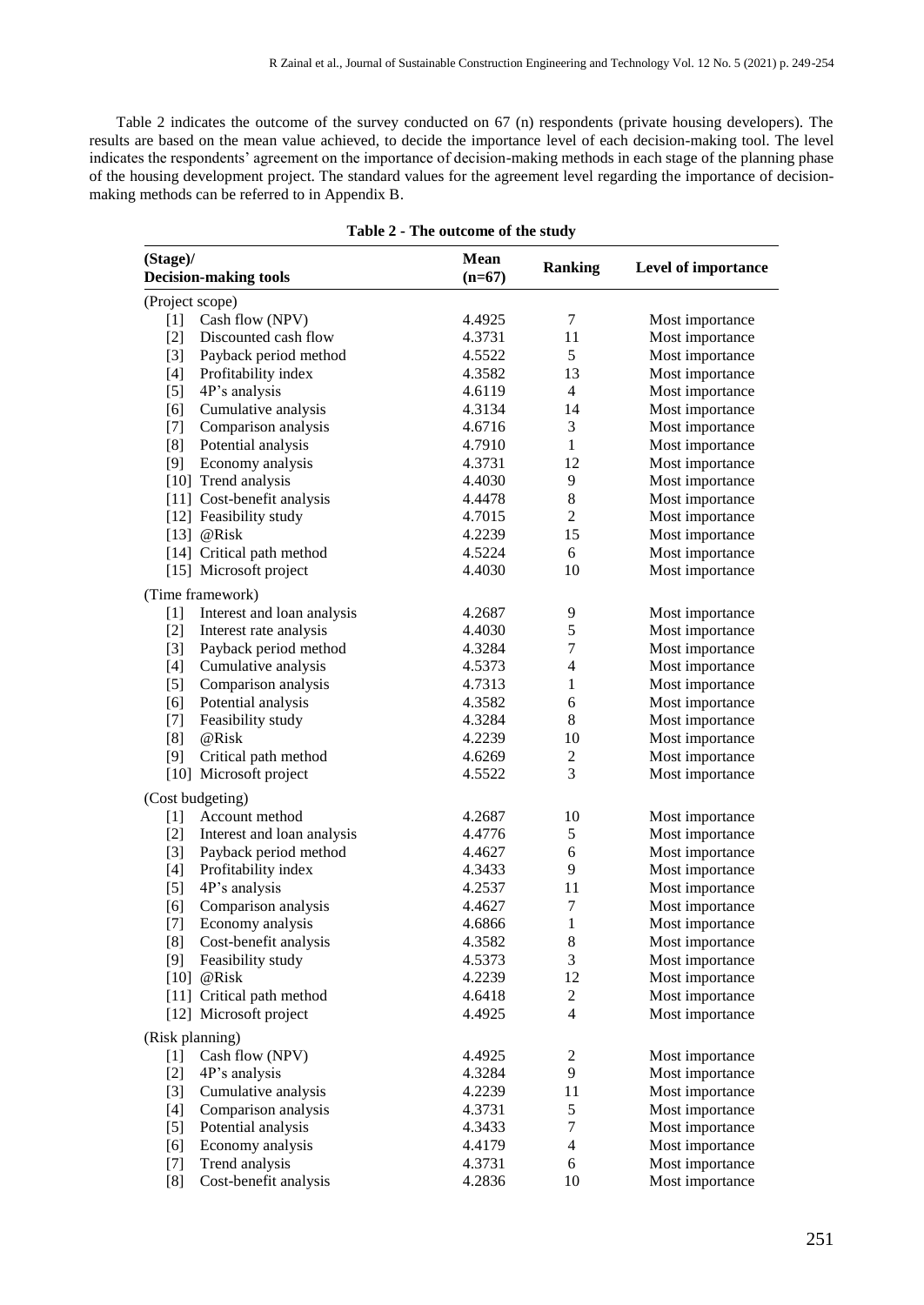Table 2 indicates the outcome of the survey conducted on 67 (n) respondents (private housing developers). The results are based on the mean value achieved, to decide the importance level of each decision-making tool. The level indicates the respondents' agreement on the importance of decision-making methods in each stage of the planning phase of the housing development project. The standard values for the agreement level regarding the importance of decision-making methods can be referred to in Appendix B.

**Table 2 - The outcome of the study**

| (Stage)/ Decision-making tools | Mean (n=67) | Ranking | Level of importance |
|---|---|---|---|
| (Project scope) | | | |
| [1] Cash flow (NPV) | 4.4925 | 7 | Most importance |
| [2] Discounted cash flow | 4.3731 | 11 | Most importance |
| [3] Payback period method | 4.5522 | 5 | Most importance |
| [4] Profitability index | 4.3582 | 13 | Most importance |
| [5] 4P's analysis | 4.6119 | 4 | Most importance |
| [6] Cumulative analysis | 4.3134 | 14 | Most importance |
| [7] Comparison analysis | 4.6716 | 3 | Most importance |
| [8] Potential analysis | 4.7910 | 1 | Most importance |
| [9] Economy analysis | 4.3731 | 12 | Most importance |
| [10] Trend analysis | 4.4030 | 9 | Most importance |
| [11] Cost-benefit analysis | 4.4478 | 8 | Most importance |
| [12] Feasibility study | 4.7015 | 2 | Most importance |
| [13] @Risk | 4.2239 | 15 | Most importance |
| [14] Critical path method | 4.5224 | 6 | Most importance |
| [15] Microsoft project | 4.4030 | 10 | Most importance |
| (Time framework) | | | |
| [1] Interest and loan analysis | 4.2687 | 9 | Most importance |
| [2] Interest rate analysis | 4.4030 | 5 | Most importance |
| [3] Payback period method | 4.3284 | 7 | Most importance |
| [4] Cumulative analysis | 4.5373 | 4 | Most importance |
| [5] Comparison analysis | 4.7313 | 1 | Most importance |
| [6] Potential analysis | 4.3582 | 6 | Most importance |
| [7] Feasibility study | 4.3284 | 8 | Most importance |
| [8] @Risk | 4.2239 | 10 | Most importance |
| [9] Critical path method | 4.6269 | 2 | Most importance |
| [10] Microsoft project | 4.5522 | 3 | Most importance |
| (Cost budgeting) | | | |
| [1] Account method | 4.2687 | 10 | Most importance |
| [2] Interest and loan analysis | 4.4776 | 5 | Most importance |
| [3] Payback period method | 4.4627 | 6 | Most importance |
| [4] Profitability index | 4.3433 | 9 | Most importance |
| [5] 4P's analysis | 4.2537 | 11 | Most importance |
| [6] Comparison analysis | 4.4627 | 7 | Most importance |
| [7] Economy analysis | 4.6866 | 1 | Most importance |
| [8] Cost-benefit analysis | 4.3582 | 8 | Most importance |
| [9] Feasibility study | 4.5373 | 3 | Most importance |
| [10] @Risk | 4.2239 | 12 | Most importance |
| [11] Critical path method | 4.6418 | 2 | Most importance |
| [12] Microsoft project | 4.4925 | 4 | Most importance |
| (Risk planning) | | | |
| [1] Cash flow (NPV) | 4.4925 | 2 | Most importance |
| [2] 4P's analysis | 4.3284 | 9 | Most importance |
| [3] Cumulative analysis | 4.2239 | 11 | Most importance |
| [4] Comparison analysis | 4.3731 | 5 | Most importance |
| [5] Potential analysis | 4.3433 | 7 | Most importance |
| [6] Economy analysis | 4.4179 | 4 | Most importance |
| [7] Trend analysis | 4.3731 | 6 | Most importance |
| [8] Cost-benefit analysis | 4.2836 | 10 | Most importance |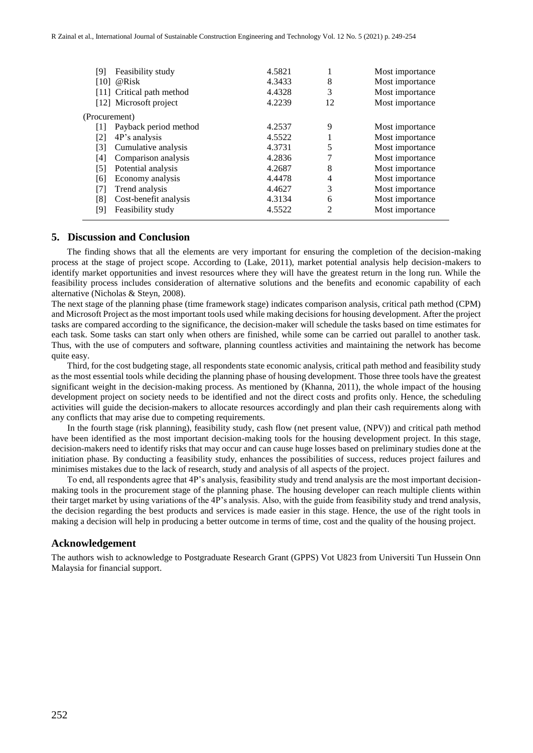| | | | |
|---|---|---|---|
| [9] Feasibility study | 4.5821 | 1 | Most importance |
| [10] @Risk | 4.3433 | 8 | Most importance |
| [11] Critical path method | 4.4328 | 3 | Most importance |
| [12] Microsoft project | 4.2239 | 12 | Most importance |
| (Procurement) | | | |
| [1] Payback period method | 4.2537 | 9 | Most importance |
| [2] 4P's analysis | 4.5522 | 1 | Most importance |
| [3] Cumulative analysis | 4.3731 | 5 | Most importance |
| [4] Comparison analysis | 4.2836 | 7 | Most importance |
| [5] Potential analysis | 4.2687 | 8 | Most importance |
| [6] Economy analysis | 4.4478 | 4 | Most importance |
| [7] Trend analysis | 4.4627 | 3 | Most importance |
| [8] Cost-benefit analysis | 4.3134 | 6 | Most importance |
| [9] Feasibility study | 4.5522 | 2 | Most importance |

## 5. Discussion and Conclusion

The finding shows that all the elements are very important for ensuring the completion of the decision-making process at the stage of project scope. According to (Lake, 2011), market potential analysis help decision-makers to identify market opportunities and invest resources where they will have the greatest return in the long run. While the feasibility process includes consideration of alternative solutions and the benefits and economic capability of each alternative (Nicholas & Steyn, 2008).

The next stage of the planning phase (time framework stage) indicates comparison analysis, critical path method (CPM) and Microsoft Project as the most important tools used while making decisions for housing development. After the project tasks are compared according to the significance, the decision-maker will schedule the tasks based on time estimates for each task. Some tasks can start only when others are finished, while some can be carried out parallel to another task. Thus, with the use of computers and software, planning countless activities and maintaining the network has become quite easy.

Third, for the cost budgeting stage, all respondents state economic analysis, critical path method and feasibility study as the most essential tools while deciding the planning phase of housing development. Those three tools have the greatest significant weight in the decision-making process. As mentioned by (Khanna, 2011), the whole impact of the housing development project on society needs to be identified and not the direct costs and profits only. Hence, the scheduling activities will guide the decision-makers to allocate resources accordingly and plan their cash requirements along with any conflicts that may arise due to competing requirements.

In the fourth stage (risk planning), feasibility study, cash flow (net present value, (NPV)) and critical path method have been identified as the most important decision-making tools for the housing development project. In this stage, decision-makers need to identify risks that may occur and can cause huge losses based on preliminary studies done at the initiation phase. By conducting a feasibility study, enhances the possibilities of success, reduces project failures and minimises mistakes due to the lack of research, study and analysis of all aspects of the project.

To end, all respondents agree that 4P's analysis, feasibility study and trend analysis are the most important decision-making tools in the procurement stage of the planning phase. The housing developer can reach multiple clients within their target market by using variations of the 4P's analysis. Also, with the guide from feasibility study and trend analysis, the decision regarding the best products and services is made easier in this stage. Hence, the use of the right tools in making a decision will help in producing a better outcome in terms of time, cost and the quality of the housing project.

## Acknowledgement

The authors wish to acknowledge to Postgraduate Research Grant (GPPS) Vot U823 from Universiti Tun Hussein Onn Malaysia for financial support.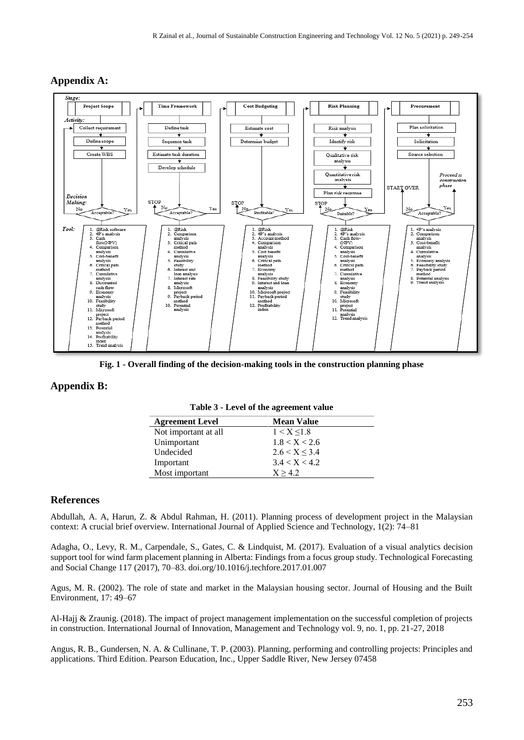## Appendix A:

**Fig. 1 - Overall finding of the decision-making tools in the construction planning phase**

## Appendix B:

**Table 3 - Level of the agreement value**

| Agreement Level | Mean Value |
|---|---|
| Not important at all | $1 < X \leq 1.8$ |
| Unimportant | $1.8 < X < 2.6$ |
| Undecided | $2.6 < X \leq 3.4$ |
| Important | $3.4 < X < 4.2$ |
| Most important | $X \geq 4.2$ |

## References

Abdullah, A. A, Harun, Z. & Abdul Rahman, H. (2011). Planning process of development project in the Malaysian context: A crucial brief overview. International Journal of Applied Science and Technology, 1(2): 74–81

Adagha, O., Levy, R. M., Carpendale, S., Gates, C. & Lindquist, M. (2017). Evaluation of a visual analytics decision support tool for wind farm placement planning in Alberta: Findings from a focus group study. Technological Forecasting and Social Change 117 (2017), 70–83. doi.org/10.1016/j.techfore.2017.01.007

Agus, M. R. (2002). The role of state and market in the Malaysian housing sector. Journal of Housing and the Built Environment, 17: 49–67

Al-Hajj & Zraunig. (2018). The impact of project management implementation on the successful completion of projects in construction. International Journal of Innovation, Management and Technology vol. 9, no. 1, pp. 21-27, 2018

Angus, R. B., Gundersen, N. A. & Cullinane, T. P. (2003). Planning, performing and controlling projects: Principles and applications. Third Edition. Pearson Education, Inc., Upper Saddle River, New Jersey 07458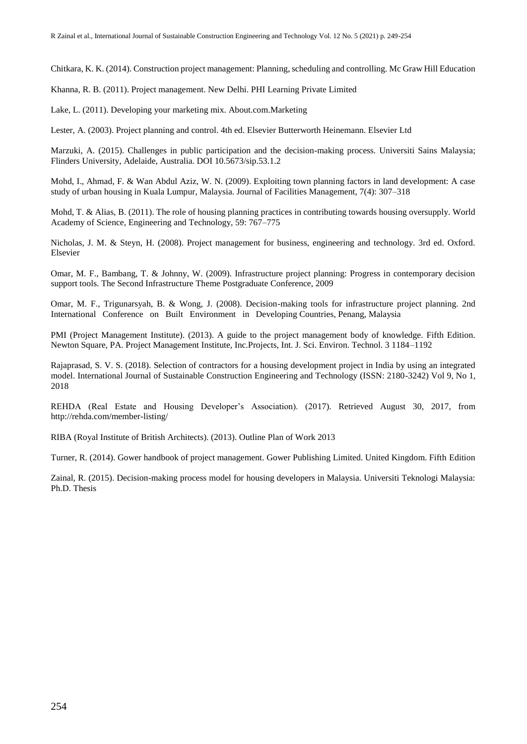Chitkara, K. K. (2014). Construction project management: Planning, scheduling and controlling. Mc Graw Hill Education

Khanna, R. B. (2011). Project management. New Delhi. PHI Learning Private Limited

Lake, L. (2011). Developing your marketing mix. About.com.Marketing

Lester, A. (2003). Project planning and control. 4th ed. Elsevier Butterworth Heinemann. Elsevier Ltd

Marzuki, A. (2015). Challenges in public participation and the decision-making process. Universiti Sains Malaysia; Flinders University, Adelaide, Australia. DOI 10.5673/sip.53.1.2

Mohd, I., Ahmad, F. & Wan Abdul Aziz, W. N. (2009). Exploiting town planning factors in land development: A case study of urban housing in Kuala Lumpur, Malaysia. Journal of Facilities Management, 7(4): 307–318

Mohd, T. & Alias, B. (2011). The role of housing planning practices in contributing towards housing oversupply. World Academy of Science, Engineering and Technology, 59: 767–775

Nicholas, J. M. & Steyn, H. (2008). Project management for business, engineering and technology. 3rd ed. Oxford. Elsevier

Omar, M. F., Bambang, T. & Johnny, W. (2009). Infrastructure project planning: Progress in contemporary decision support tools. The Second Infrastructure Theme Postgraduate Conference, 2009

Omar, M. F., Trigunarsyah, B. & Wong, J. (2008). Decision-making tools for infrastructure project planning. 2nd International Conference on Built Environment in Developing Countries, Penang, Malaysia

PMI (Project Management Institute). (2013). A guide to the project management body of knowledge. Fifth Edition. Newton Square, PA. Project Management Institute, Inc.Projects, Int. J. Sci. Environ. Technol. 3 1184–1192

Rajaprasad, S. V. S. (2018). Selection of contractors for a housing development project in India by using an integrated model. International Journal of Sustainable Construction Engineering and Technology (ISSN: 2180-3242) Vol 9, No 1, 2018

REHDA (Real Estate and Housing Developer's Association). (2017). Retrieved August 30, 2017, from http://rehda.com/member-listing/

RIBA (Royal Institute of British Architects). (2013). Outline Plan of Work 2013

Turner, R. (2014). Gower handbook of project management. Gower Publishing Limited. United Kingdom. Fifth Edition

Zainal, R. (2015). Decision-making process model for housing developers in Malaysia. Universiti Teknologi Malaysia: Ph.D. Thesis